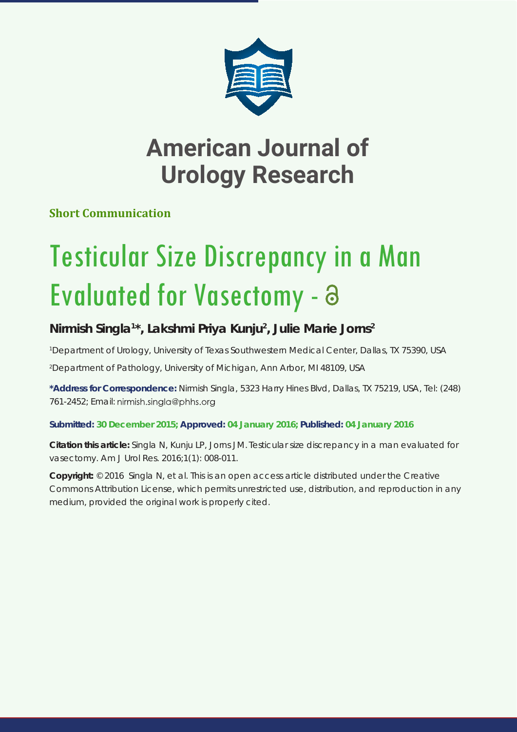# American Journal of Urology Research

**Short Communication**

# Testicular Size Discrepancy in a Man Evaluated for Vasectomy -

**Nirmish Singla[1]*, Lakshmi Priya Kunju[2], Julie Marie Jorns[2]**

[1]Department of Urology, University of Texas Southwestern Medical Center, Dallas, TX 75390, USA

[2]Department of Pathology, University of Michigan, Ann Arbor, MI 48109, USA

**\*Address for Correspondence:** Nirmish Singla, 5323 Harry Hines Blvd, Dallas, TX 75219, USA, Tel: (248) 761-2452; Email: nirmish.singla@phhs.org

**Submitted: 30 December 2015; Approved: 04 January 2016; Published: 04 January 2016**

**Citation this article:** Singla N, Kunju LP, Jorns JM. Testicular size discrepancy in a man evaluated for vasectomy. Am J Urol Res. 2016;1(1): 008-011.

**Copyright:** © 2016 Singla N, et al. This is an open access article distributed under the Creative Commons Attribution License, which permits unrestricted use, distribution, and reproduction in any medium, provided the original work is properly cited.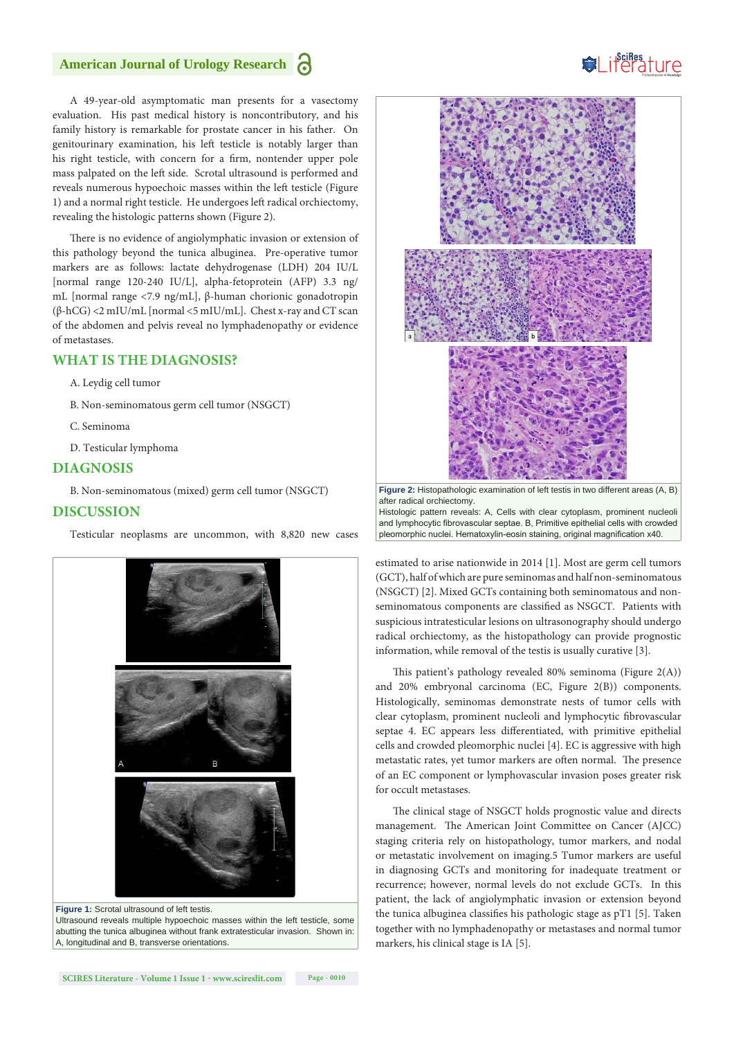A 49-year-old asymptomatic man presents for a vasectomy evaluation. His past medical history is noncontributory, and his family history is remarkable for prostate cancer in his father. On genitourinary examination, his left testicle is notably larger than his right testicle, with concern for a firm, nontender upper pole mass palpated on the left side. Scrotal ultrasound is performed and reveals numerous hypoechoic masses within the left testicle (Figure 1) and a normal right testicle. He undergoes left radical orchiectomy, revealing the histologic patterns shown (Figure 2).

There is no evidence of angiolymphatic invasion or extension of this pathology beyond the tunica albuginea. Pre-operative tumor markers are as follows: lactate dehydrogenase (LDH) 204 IU/L [normal range 120-240 IU/L], alpha-fetoprotein (AFP) 3.3 ng/mL [normal range <7.9 ng/mL], β-human chorionic gonadotropin (β-hCG) <2 mIU/mL [normal <5 mIU/mL]. Chest x-ray and CT scan of the abdomen and pelvis reveal no lymphadenopathy or evidence of metastases.

## WHAT IS THE DIAGNOSIS?

A. Leydig cell tumor

B. Non-seminomatous germ cell tumor (NSGCT)

C. Seminoma

D. Testicular lymphoma

## DIAGNOSIS

B. Non-seminomatous (mixed) germ cell tumor (NSGCT)

## DISCUSSION

Testicular neoplasms are uncommon, with 8,820 new cases estimated to arise nationwide in 2014 [1]. Most are germ cell tumors (GCT), half of which are pure seminomas and half non-seminomatous (NSGCT) [2]. Mixed GCTs containing both seminomatous and non-seminomatous components are classified as NSGCT. Patients with suspicious intratesticular lesions on ultrasonography should undergo radical orchiectomy, as the histopathology can provide prognostic information, while removal of the testis is usually curative [3].

**Figure 1:** Scrotal ultrasound of left testis.
Ultrasound reveals multiple hypoechoic masses within the left testicle, some abutting the tunica albuginea without frank extratesticular invasion. Shown in: A, longitudinal and B, transverse orientations.

**Figure 2:** Histopathologic examination of left testis in two different areas (A, B) after radical orchiectomy.
Histologic pattern reveals: A, Cells with clear cytoplasm, prominent nucleoli and lymphocytic fibrovascular septae. B, Primitive epithelial cells with crowded pleomorphic nuclei. Hematoxylin-eosin staining, original magnification x40.

This patient's pathology revealed 80% seminoma (Figure 2(A)) and 20% embryonal carcinoma (EC, Figure 2(B)) components. Histologically, seminomas demonstrate nests of tumor cells with clear cytoplasm, prominent nucleoli and lymphocytic fibrovascular septae 4. EC appears less differentiated, with primitive epithelial cells and crowded pleomorphic nuclei [4]. EC is aggressive with high metastatic rates, yet tumor markers are often normal. The presence of an EC component or lymphovascular invasion poses greater risk for occult metastases.

The clinical stage of NSGCT holds prognostic value and directs management. The American Joint Committee on Cancer (AJCC) staging criteria rely on histopathology, tumor markers, and nodal or metastatic involvement on imaging.5 Tumor markers are useful in diagnosing GCTs and monitoring for inadequate treatment or recurrence; however, normal levels do not exclude GCTs. In this patient, the lack of angiolymphatic invasion or extension beyond the tunica albuginea classifies his pathologic stage as pT1 [5]. Taken together with no lymphadenopathy or metastases and normal tumor markers, his clinical stage is IA [5].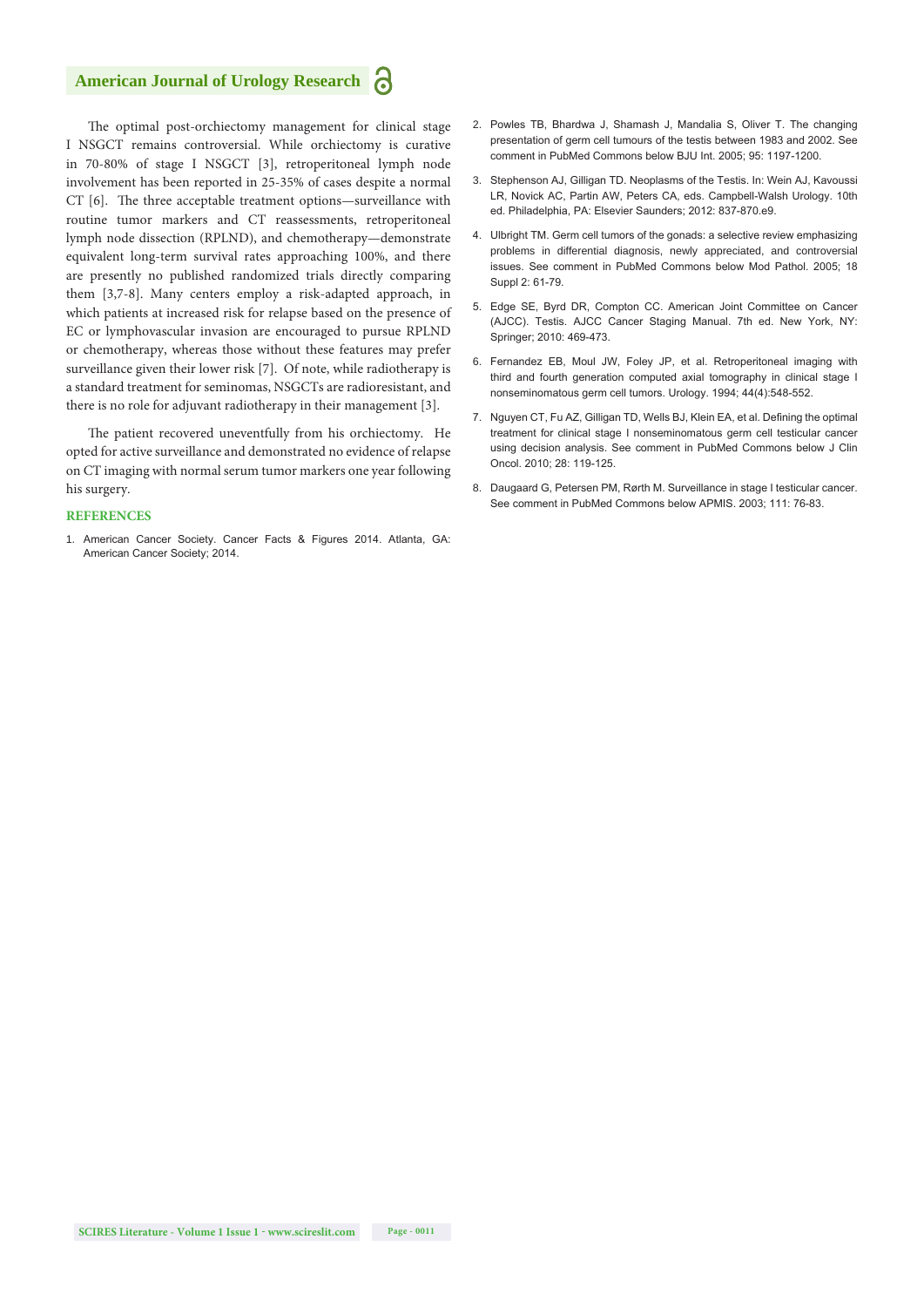The optimal post-orchiectomy management for clinical stage I NSGCT remains controversial. While orchiectomy is curative in 70-80% of stage I NSGCT [3], retroperitoneal lymph node involvement has been reported in 25-35% of cases despite a normal CT [6]. The three acceptable treatment options—surveillance with routine tumor markers and CT reassessments, retroperitoneal lymph node dissection (RPLND), and chemotherapy—demonstrate equivalent long-term survival rates approaching 100%, and there are presently no published randomized trials directly comparing them [3,7-8]. Many centers employ a risk-adapted approach, in which patients at increased risk for relapse based on the presence of EC or lymphovascular invasion are encouraged to pursue RPLND or chemotherapy, whereas those without these features may prefer surveillance given their lower risk [7]. Of note, while radiotherapy is a standard treatment for seminomas, NSGCTs are radioresistant, and there is no role for adjuvant radiotherapy in their management [3].

The patient recovered uneventfully from his orchiectomy. He opted for active surveillance and demonstrated no evidence of relapse on CT imaging with normal serum tumor markers one year following his surgery.

## REFERENCES

1. American Cancer Society. Cancer Facts & Figures 2014. Atlanta, GA: American Cancer Society; 2014.
2. Powles TB, Bhardwa J, Shamash J, Mandalia S, Oliver T. The changing presentation of germ cell tumours of the testis between 1983 and 2002. See comment in PubMed Commons below BJU Int. 2005; 95: 1197-1200.
3. Stephenson AJ, Gilligan TD. Neoplasms of the Testis. In: Wein AJ, Kavoussi LR, Novick AC, Partin AW, Peters CA, eds. Campbell-Walsh Urology. 10th ed. Philadelphia, PA: Elsevier Saunders; 2012: 837-870.e9.
4. Ulbright TM. Germ cell tumors of the gonads: a selective review emphasizing problems in differential diagnosis, newly appreciated, and controversial issues. See comment in PubMed Commons below Mod Pathol. 2005; 18 Suppl 2: 61-79.
5. Edge SE, Byrd DR, Compton CC. American Joint Committee on Cancer (AJCC). Testis. AJCC Cancer Staging Manual. 7th ed. New York, NY: Springer; 2010: 469-473.
6. Fernandez EB, Moul JW, Foley JP, et al. Retroperitoneal imaging with third and fourth generation computed axial tomography in clinical stage I nonseminomatous germ cell tumors. Urology. 1994; 44(4):548-552.
7. Nguyen CT, Fu AZ, Gilligan TD, Wells BJ, Klein EA, et al. Defining the optimal treatment for clinical stage I nonseminomatous germ cell testicular cancer using decision analysis. See comment in PubMed Commons below J Clin Oncol. 2010; 28: 119-125.
8. Daugaard G, Petersen PM, Rørth M. Surveillance in stage I testicular cancer. See comment in PubMed Commons below APMIS. 2003; 111: 76-83.